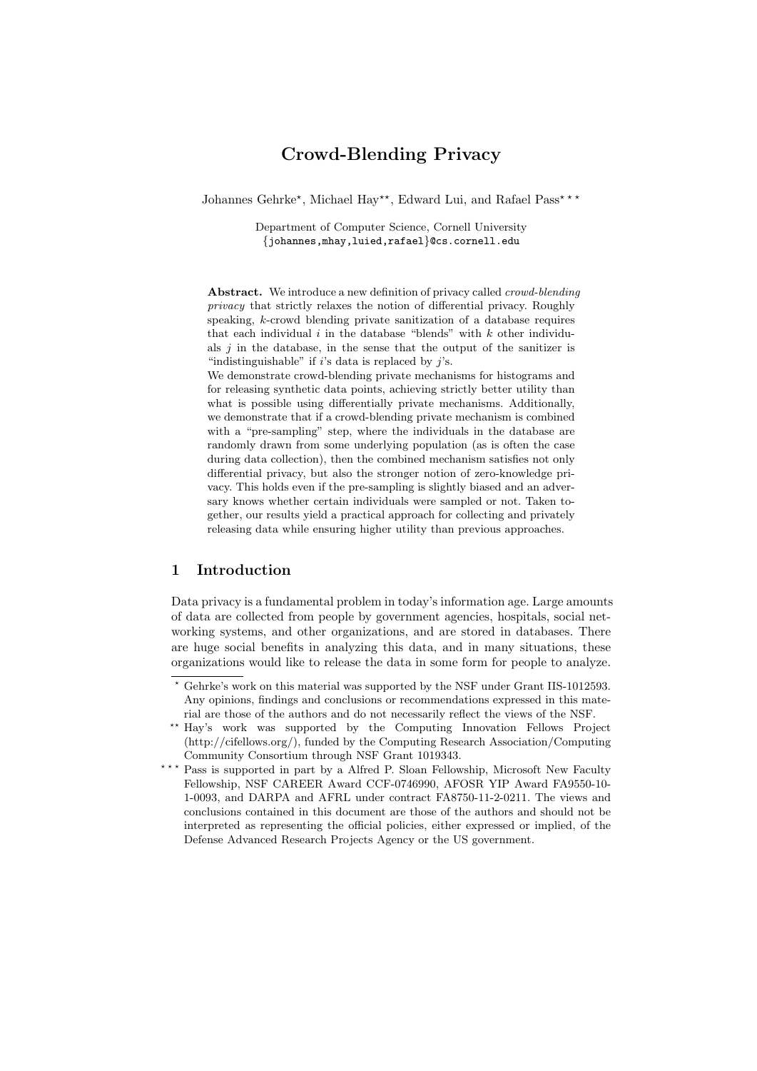# Crowd-Blending Privacy

Johannes Gehrke*, Michael Hay**, Edward Lui, and Rafael Pass***

Department of Computer Science, Cornell University
{johannes,mhay,luied,rafael}@cs.cornell.edu

**Abstract.** We introduce a new definition of privacy called *crowd-blending privacy* that strictly relaxes the notion of differential privacy. Roughly speaking, $k$-crowd blending private sanitization of a database requires that each individual $i$ in the database "blends" with $k$ other individuals $j$ in the database, in the sense that the output of the sanitizer is "indistinguishable" if $i$'s data is replaced by $j$'s.
We demonstrate crowd-blending private mechanisms for histograms and for releasing synthetic data points, achieving strictly better utility than what is possible using differentially private mechanisms. Additionally, we demonstrate that if a crowd-blending private mechanism is combined with a "pre-sampling" step, where the individuals in the database are randomly drawn from some underlying population (as is often the case during data collection), then the combined mechanism satisfies not only differential privacy, but also the stronger notion of zero-knowledge privacy. This holds even if the pre-sampling is slightly biased and an adversary knows whether certain individuals were sampled or not. Taken together, our results yield a practical approach for collecting and privately releasing data while ensuring higher utility than previous approaches.

## 1 Introduction

Data privacy is a fundamental problem in today's information age. Large amounts of data are collected from people by government agencies, hospitals, social networking systems, and other organizations, and are stored in databases. There are huge social benefits in analyzing this data, and in many situations, these organizations would like to release the data in some form for people to analyze.

---

* Gehrke's work on this material was supported by the NSF under Grant IIS-1012593. Any opinions, findings and conclusions or recommendations expressed in this material are those of the authors and do not necessarily reflect the views of the NSF.

** Hay's work was supported by the Computing Innovation Fellows Project (http://cifellows.org/), funded by the Computing Research Association/Computing Community Consortium through NSF Grant 1019343.

*** Pass is supported in part by a Alfred P. Sloan Fellowship, Microsoft New Faculty Fellowship, NSF CAREER Award CCF-0746990, AFOSR YIP Award FA9550-10-1-0093, and DARPA and AFRL under contract FA8750-11-2-0211. The views and conclusions contained in this document are those of the authors and should not be interpreted as representing the official policies, either expressed or implied, of the Defense Advanced Research Projects Agency or the US government.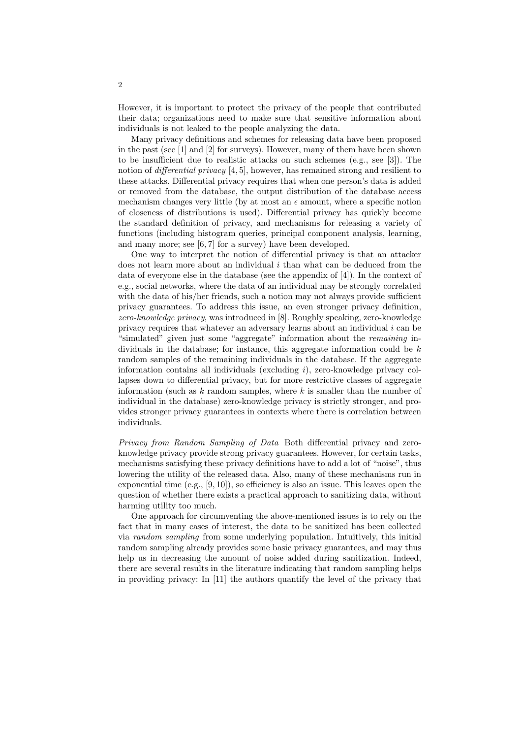However, it is important to protect the privacy of the people that contributed their data; organizations need to make sure that sensitive information about individuals is not leaked to the people analyzing the data.

Many privacy definitions and schemes for releasing data have been proposed in the past (see [1] and [2] for surveys). However, many of them have been shown to be insufficient due to realistic attacks on such schemes (e.g., see [3]). The notion of *differential privacy* [4, 5], however, has remained strong and resilient to these attacks. Differential privacy requires that when one person's data is added or removed from the database, the output distribution of the database access mechanism changes very little (by at most an $\epsilon$ amount, where a specific notion of closeness of distributions is used). Differential privacy has quickly become the standard definition of privacy, and mechanisms for releasing a variety of functions (including histogram queries, principal component analysis, learning, and many more; see [6, 7] for a survey) have been developed.

One way to interpret the notion of differential privacy is that an attacker does not learn more about an individual $i$ than what can be deduced from the data of everyone else in the database (see the appendix of [4]). In the context of e.g., social networks, where the data of an individual may be strongly correlated with the data of his/her friends, such a notion may not always provide sufficient privacy guarantees. To address this issue, an even stronger privacy definition, *zero-knowledge privacy*, was introduced in [8]. Roughly speaking, zero-knowledge privacy requires that whatever an adversary learns about an individual $i$ can be "simulated" given just some "aggregate" information about the *remaining* individuals in the database; for instance, this aggregate information could be $k$ random samples of the remaining individuals in the database. If the aggregate information contains all individuals (excluding $i$), zero-knowledge privacy collapses down to differential privacy, but for more restrictive classes of aggregate information (such as $k$ random samples, where $k$ is smaller than the number of individual in the database) zero-knowledge privacy is strictly stronger, and provides stronger privacy guarantees in contexts where there is correlation between individuals.

*Privacy from Random Sampling of Data* Both differential privacy and zero-knowledge privacy provide strong privacy guarantees. However, for certain tasks, mechanisms satisfying these privacy definitions have to add a lot of "noise", thus lowering the utility of the released data. Also, many of these mechanisms run in exponential time (e.g., [9, 10]), so efficiency is also an issue. This leaves open the question of whether there exists a practical approach to sanitizing data, without harming utility too much.

One approach for circumventing the above-mentioned issues is to rely on the fact that in many cases of interest, the data to be sanitized has been collected via *random sampling* from some underlying population. Intuitively, this initial random sampling already provides some basic privacy guarantees, and may thus help us in decreasing the amount of noise added during sanitization. Indeed, there are several results in the literature indicating that random sampling helps in providing privacy: In [11] the authors quantify the level of the privacy that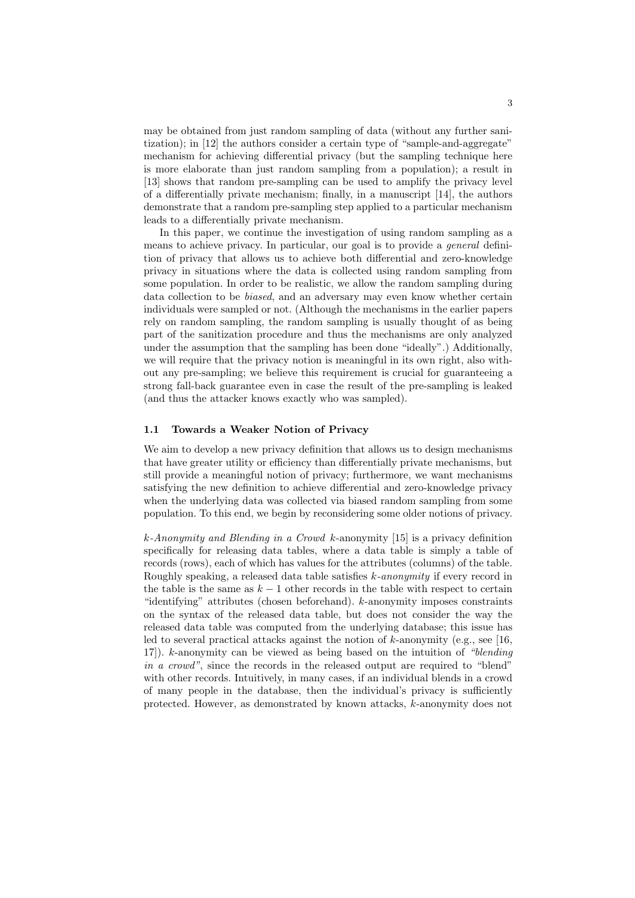may be obtained from just random sampling of data (without any further sanitization); in [12] the authors consider a certain type of "sample-and-aggregate" mechanism for achieving differential privacy (but the sampling technique here is more elaborate than just random sampling from a population); a result in [13] shows that random pre-sampling can be used to amplify the privacy level of a differentially private mechanism; finally, in a manuscript [14], the authors demonstrate that a random pre-sampling step applied to a particular mechanism leads to a differentially private mechanism.

In this paper, we continue the investigation of using random sampling as a means to achieve privacy. In particular, our goal is to provide a *general* definition of privacy that allows us to achieve both differential and zero-knowledge privacy in situations where the data is collected using random sampling from some population. In order to be realistic, we allow the random sampling during data collection to be *biased*, and an adversary may even know whether certain individuals were sampled or not. (Although the mechanisms in the earlier papers rely on random sampling, the random sampling is usually thought of as being part of the sanitization procedure and thus the mechanisms are only analyzed under the assumption that the sampling has been done "ideally".) Additionally, we will require that the privacy notion is meaningful in its own right, also without any pre-sampling; we believe this requirement is crucial for guaranteeing a strong fall-back guarantee even in case the result of the pre-sampling is leaked (and thus the attacker knows exactly who was sampled).

### 1.1 Towards a Weaker Notion of Privacy

We aim to develop a new privacy definition that allows us to design mechanisms that have greater utility or efficiency than differentially private mechanisms, but still provide a meaningful notion of privacy; furthermore, we want mechanisms satisfying the new definition to achieve differential and zero-knowledge privacy when the underlying data was collected via biased random sampling from some population. To this end, we begin by reconsidering some older notions of privacy.

*$k$-Anonymity and Blending in a Crowd* $k$-anonymity [15] is a privacy definition specifically for releasing data tables, where a data table is simply a table of records (rows), each of which has values for the attributes (columns) of the table. Roughly speaking, a released data table satisfies *$k$-anonymity* if every record in the table is the same as $k-1$ other records in the table with respect to certain "identifying" attributes (chosen beforehand). $k$-anonymity imposes constraints on the syntax of the released data table, but does not consider the way the released data table was computed from the underlying database; this issue has led to several practical attacks against the notion of $k$-anonymity (e.g., see [16, 17]). $k$-anonymity can be viewed as being based on the intuition of *"blending in a crowd"*, since the records in the released output are required to "blend" with other records. Intuitively, in many cases, if an individual blends in a crowd of many people in the database, then the individual's privacy is sufficiently protected. However, as demonstrated by known attacks, $k$-anonymity does not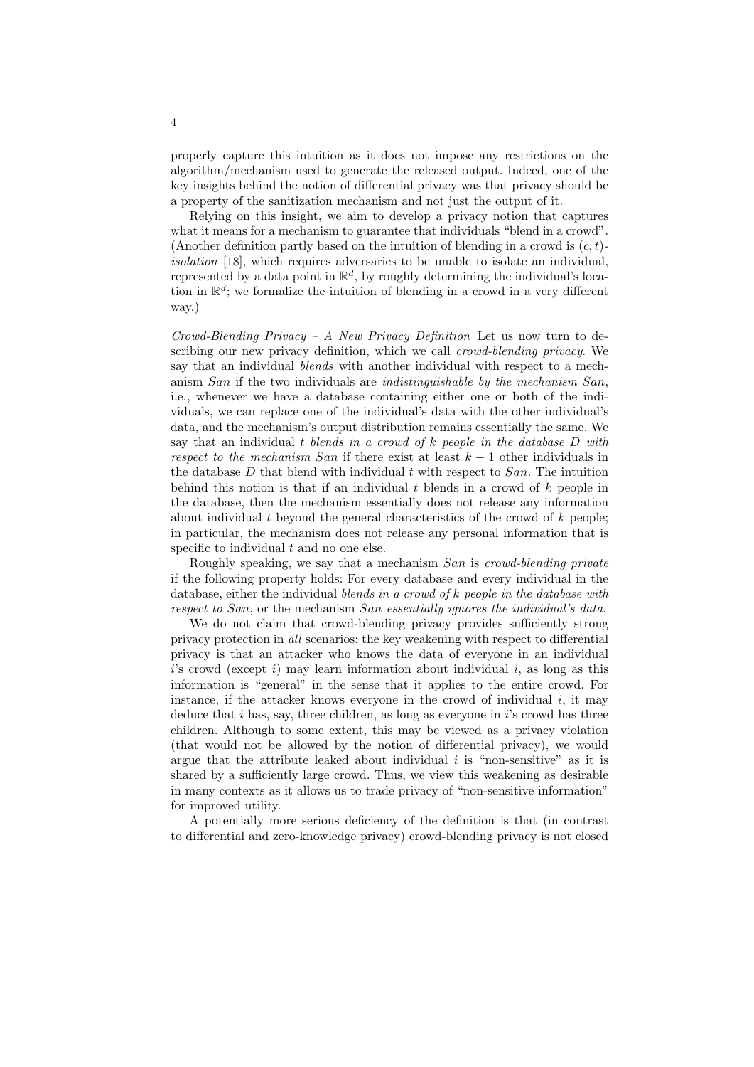properly capture this intuition as it does not impose any restrictions on the algorithm/mechanism used to generate the released output. Indeed, one of the key insights behind the notion of differential privacy was that privacy should be a property of the sanitization mechanism and not just the output of it.

Relying on this insight, we aim to develop a privacy notion that captures what it means for a mechanism to guarantee that individuals "blend in a crowd". (Another definition partly based on the intuition of blending in a crowd is $(c, t)$-*isolation* [18], which requires adversaries to be unable to isolate an individual, represented by a data point in $\mathbb{R}^d$, by roughly determining the individual's location in $\mathbb{R}^d$; we formalize the intuition of blending in a crowd in a very different way.)

*Crowd-Blending Privacy – A New Privacy Definition* Let us now turn to describing our new privacy definition, which we call *crowd-blending privacy*. We say that an individual *blends* with another individual with respect to a mechanism *San* if the two individuals are *indistinguishable by the mechanism San*, i.e., whenever we have a database containing either one or both of the individuals, we can replace one of the individual's data with the other individual's data, and the mechanism's output distribution remains essentially the same. We say that an individual $t$ *blends in a crowd of* $k$ *people in the database* $D$ *with respect to the mechanism San* if there exist at least $k-1$ other individuals in the database $D$ that blend with individual $t$ with respect to *San*. The intuition behind this notion is that if an individual $t$ blends in a crowd of $k$ people in the database, then the mechanism essentially does not release any information about individual $t$ beyond the general characteristics of the crowd of $k$ people; in particular, the mechanism does not release any personal information that is specific to individual $t$ and no one else.

Roughly speaking, we say that a mechanism *San* is *crowd-blending private* if the following property holds: For every database and every individual in the database, either the individual *blends in a crowd of* $k$ *people in the database with respect to San*, or the mechanism *San essentially ignores the individual's data*.

We do not claim that crowd-blending privacy provides sufficiently strong privacy protection in *all* scenarios: the key weakening with respect to differential privacy is that an attacker who knows the data of everyone in an individual $i$'s crowd (except $i$) may learn information about individual $i$, as long as this information is "general" in the sense that it applies to the entire crowd. For instance, if the attacker knows everyone in the crowd of individual $i$, it may deduce that $i$ has, say, three children, as long as everyone in $i$'s crowd has three children. Although to some extent, this may be viewed as a privacy violation (that would not be allowed by the notion of differential privacy), we would argue that the attribute leaked about individual $i$ is "non-sensitive" as it is shared by a sufficiently large crowd. Thus, we view this weakening as desirable in many contexts as it allows us to trade privacy of "non-sensitive information" for improved utility.

A potentially more serious deficiency of the definition is that (in contrast to differential and zero-knowledge privacy) crowd-blending privacy is not closed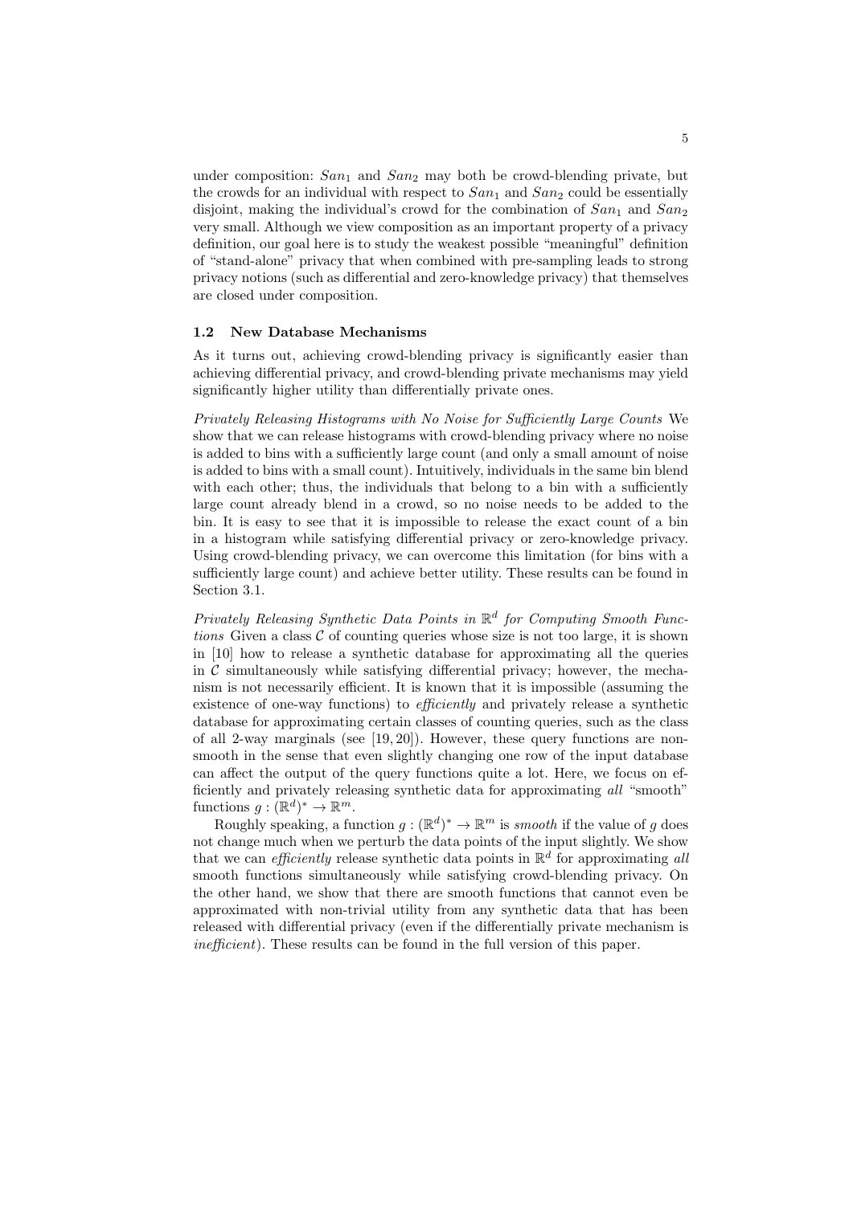under composition: $San_1$ and $San_2$ may both be crowd-blending private, but the crowds for an individual with respect to $San_1$ and $San_2$ could be essentially disjoint, making the individual's crowd for the combination of $San_1$ and $San_2$ very small. Although we view composition as an important property of a privacy definition, our goal here is to study the weakest possible "meaningful" definition of "stand-alone" privacy that when combined with pre-sampling leads to strong privacy notions (such as differential and zero-knowledge privacy) that themselves are closed under composition.

### 1.2 New Database Mechanisms

As it turns out, achieving crowd-blending privacy is significantly easier than achieving differential privacy, and crowd-blending private mechanisms may yield significantly higher utility than differentially private ones.

*Privately Releasing Histograms with No Noise for Sufficiently Large Counts* We show that we can release histograms with crowd-blending privacy where no noise is added to bins with a sufficiently large count (and only a small amount of noise is added to bins with a small count). Intuitively, individuals in the same bin blend with each other; thus, the individuals that belong to a bin with a sufficiently large count already blend in a crowd, so no noise needs to be added to the bin. It is easy to see that it is impossible to release the exact count of a bin in a histogram while satisfying differential privacy or zero-knowledge privacy. Using crowd-blending privacy, we can overcome this limitation (for bins with a sufficiently large count) and achieve better utility. These results can be found in Section 3.1.

*Privately Releasing Synthetic Data Points in $\mathbb{R}^d$ for Computing Smooth Functions* Given a class $\mathcal{C}$ of counting queries whose size is not too large, it is shown in [10] how to release a synthetic database for approximating all the queries in $\mathcal{C}$ simultaneously while satisfying differential privacy; however, the mechanism is not necessarily efficient. It is known that it is impossible (assuming the existence of one-way functions) to *efficiently* and privately release a synthetic database for approximating certain classes of counting queries, such as the class of all 2-way marginals (see [19, 20]). However, these query functions are non-smooth in the sense that even slightly changing one row of the input database can affect the output of the query functions quite a lot. Here, we focus on efficiently and privately releasing synthetic data for approximating *all* "smooth" functions $g : (\mathbb{R}^d)^* \to \mathbb{R}^m$.

Roughly speaking, a function $g : (\mathbb{R}^d)^* \to \mathbb{R}^m$ is *smooth* if the value of $g$ does not change much when we perturb the data points of the input slightly. We show that we can *efficiently* release synthetic data points in $\mathbb{R}^d$ for approximating *all* smooth functions simultaneously while satisfying crowd-blending privacy. On the other hand, we show that there are smooth functions that cannot even be approximated with non-trivial utility from any synthetic data that has been released with differential privacy (even if the differentially private mechanism is *inefficient*). These results can be found in the full version of this paper.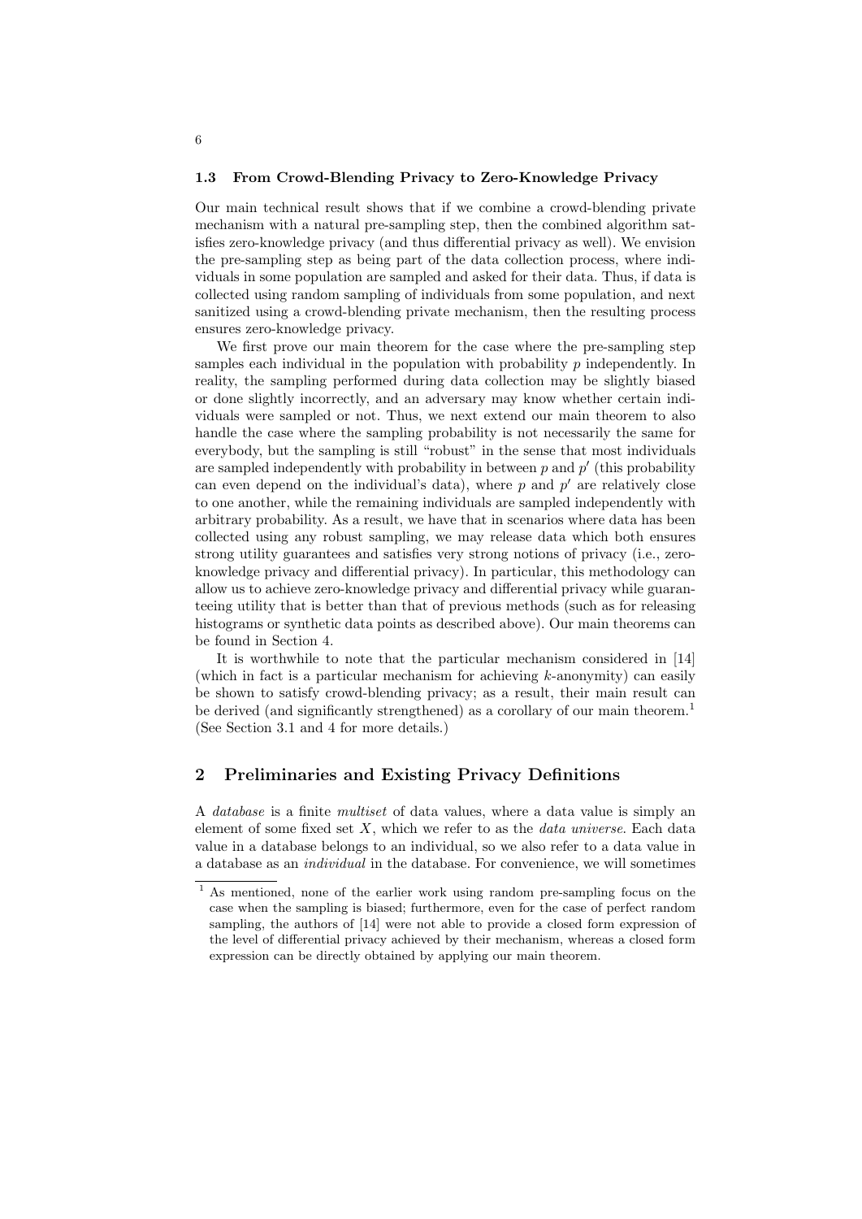### 1.3 From Crowd-Blending Privacy to Zero-Knowledge Privacy

Our main technical result shows that if we combine a crowd-blending private mechanism with a natural pre-sampling step, then the combined algorithm satisfies zero-knowledge privacy (and thus differential privacy as well). We envision the pre-sampling step as being part of the data collection process, where individuals in some population are sampled and asked for their data. Thus, if data is collected using random sampling of individuals from some population, and next sanitized using a crowd-blending private mechanism, then the resulting process ensures zero-knowledge privacy.

We first prove our main theorem for the case where the pre-sampling step samples each individual in the population with probability $p$ independently. In reality, the sampling performed during data collection may be slightly biased or done slightly incorrectly, and an adversary may know whether certain individuals were sampled or not. Thus, we next extend our main theorem to also handle the case where the sampling probability is not necessarily the same for everybody, but the sampling is still "robust" in the sense that most individuals are sampled independently with probability in between $p$ and $p'$ (this probability can even depend on the individual's data), where $p$ and $p'$ are relatively close to one another, while the remaining individuals are sampled independently with arbitrary probability. As a result, we have that in scenarios where data has been collected using any robust sampling, we may release data which both ensures strong utility guarantees and satisfies very strong notions of privacy (i.e., zero-knowledge privacy and differential privacy). In particular, this methodology can allow us to achieve zero-knowledge privacy and differential privacy while guaranteeing utility that is better than that of previous methods (such as for releasing histograms or synthetic data points as described above). Our main theorems can be found in Section 4.

It is worthwhile to note that the particular mechanism considered in [14] (which in fact is a particular mechanism for achieving $k$-anonymity) can easily be shown to satisfy crowd-blending privacy; as a result, their main result can be derived (and significantly strengthened) as a corollary of our main theorem.[1] (See Section 3.1 and 4 for more details.)

## 2 Preliminaries and Existing Privacy Definitions

A *database* is a finite *multiset* of data values, where a data value is simply an element of some fixed set $X$, which we refer to as the *data universe*. Each data value in a database belongs to an individual, so we also refer to a data value in a database as an *individual* in the database. For convenience, we will sometimes

[1] As mentioned, none of the earlier work using random pre-sampling focus on the case when the sampling is biased; furthermore, even for the case of perfect random sampling, the authors of [14] were not able to provide a closed form expression of the level of differential privacy achieved by their mechanism, whereas a closed form expression can be directly obtained by applying our main theorem.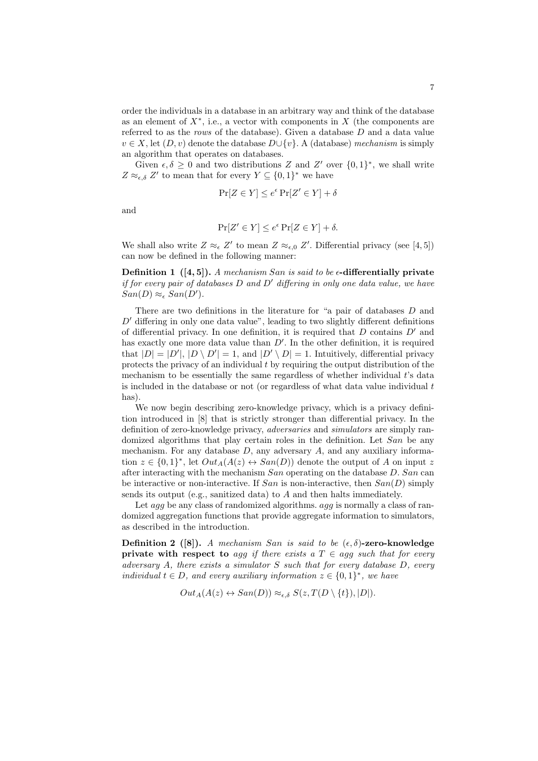order the individuals in a database in an arbitrary way and think of the database as an element of $X^*$, i.e., a vector with components in $X$ (the components are referred to as the *rows* of the database). Given a database $D$ and a data value $v \in X$, let $(D, v)$ denote the database $D \cup \{v\}$. A (database) *mechanism* is simply an algorithm that operates on databases.

Given $\epsilon, \delta \geq 0$ and two distributions $Z$ and $Z'$ over $\{0,1\}^*$, we shall write $Z \approx_{\epsilon,\delta} Z'$ to mean that for every $Y \subseteq \{0,1\}^*$ we have

$$\Pr[Z \in Y] \leq e^{\epsilon} \Pr[Z' \in Y] + \delta$$

and

$$\Pr[Z' \in Y] \leq e^{\epsilon} \Pr[Z \in Y] + \delta.$$

We shall also write $Z \approx_{\epsilon} Z'$ to mean $Z \approx_{\epsilon,0} Z'$. Differential privacy (see [4, 5]) can now be defined in the following manner:

**Definition 1 ([4, 5]).** *A mechanism $San$ is said to be* **$\epsilon$-differentially private** *if for every pair of databases $D$ and $D'$ differing in only one data value, we have $San(D) \approx_{\epsilon} San(D')$.*

There are two definitions in the literature for "a pair of databases $D$ and $D'$ differing in only one data value", leading to two slightly different definitions of differential privacy. In one definition, it is required that $D$ contains $D'$ and has exactly one more data value than $D'$. In the other definition, it is required that $|D| = |D'|$, $|D \setminus D'| = 1$, and $|D' \setminus D| = 1$. Intuitively, differential privacy protects the privacy of an individual $t$ by requiring the output distribution of the mechanism to be essentially the same regardless of whether individual $t$'s data is included in the database or not (or regardless of what data value individual $t$ has).

We now begin describing zero-knowledge privacy, which is a privacy definition introduced in [8] that is strictly stronger than differential privacy. In the definition of zero-knowledge privacy, *adversaries* and *simulators* are simply randomized algorithms that play certain roles in the definition. Let $San$ be any mechanism. For any database $D$, any adversary $A$, and any auxiliary information $z \in \{0,1\}^*$, let $Out_A(A(z) \leftrightarrow San(D))$ denote the output of $A$ on input $z$ after interacting with the mechanism $San$ operating on the database $D$. $San$ can be interactive or non-interactive. If $San$ is non-interactive, then $San(D)$ simply sends its output (e.g., sanitized data) to $A$ and then halts immediately.

Let $agg$ be any class of randomized algorithms. $agg$ is normally a class of randomized aggregation functions that provide aggregate information to simulators, as described in the introduction.

**Definition 2 ([8]).** *A mechanism $San$ is said to be* **$(\epsilon, \delta)$-zero-knowledge private with respect to** *$agg$ if there exists a $T \in agg$ such that for every adversary $A$, there exists a simulator $S$ such that for every database $D$, every individual $t \in D$, and every auxiliary information $z \in \{0,1\}^*$, we have*

$$Out_A(A(z) \leftrightarrow San(D)) \approx_{\epsilon,\delta} S(z, T(D \setminus \{t\}), |D|).$$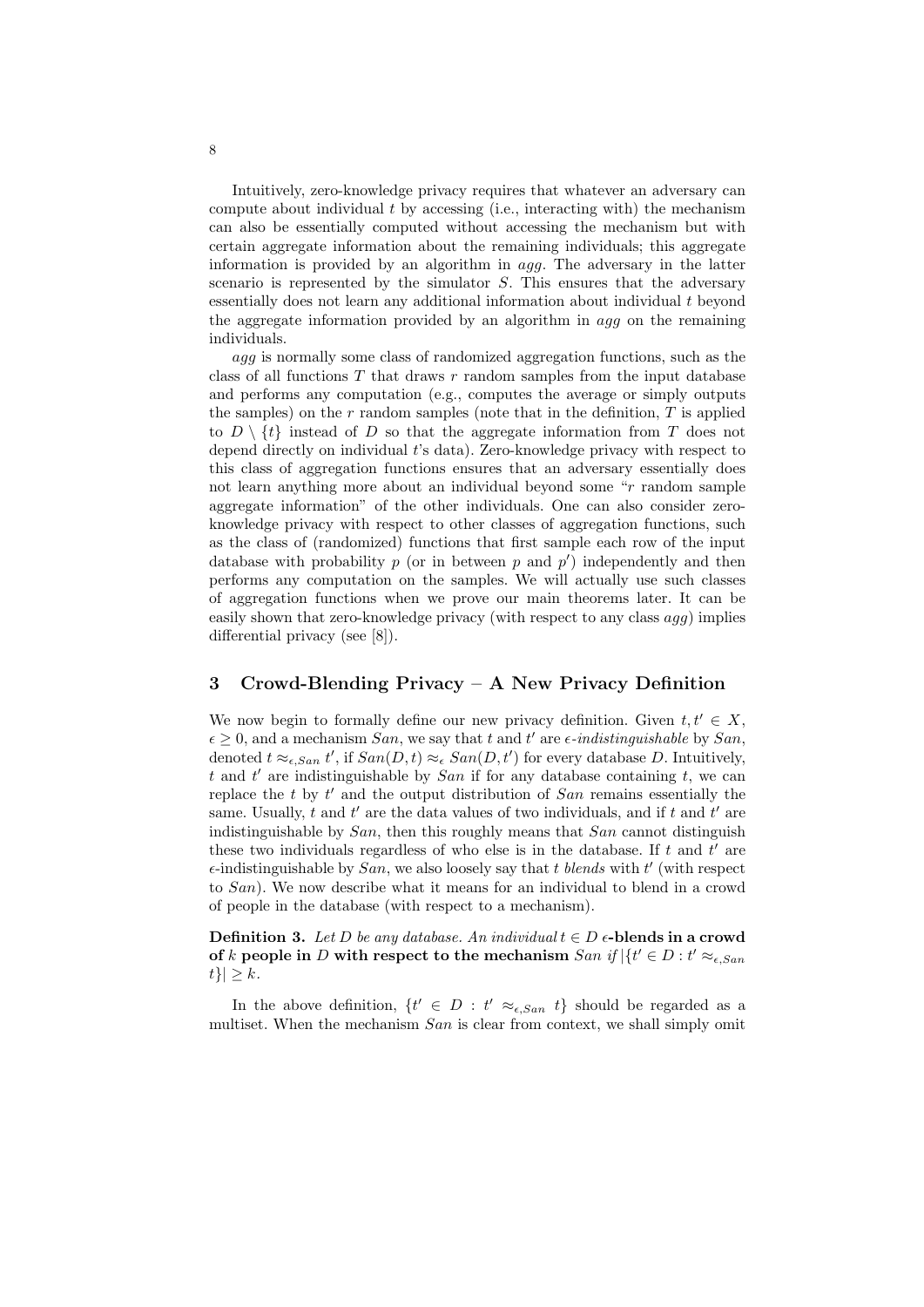Intuitively, zero-knowledge privacy requires that whatever an adversary can compute about individual $t$ by accessing (i.e., interacting with) the mechanism can also be essentially computed without accessing the mechanism but with certain aggregate information about the remaining individuals; this aggregate information is provided by an algorithm in *agg*. The adversary in the latter scenario is represented by the simulator $S$. This ensures that the adversary essentially does not learn any additional information about individual $t$ beyond the aggregate information provided by an algorithm in *agg* on the remaining individuals.

*agg* is normally some class of randomized aggregation functions, such as the class of all functions $T$ that draws $r$ random samples from the input database and performs any computation (e.g., computes the average or simply outputs the samples) on the $r$ random samples (note that in the definition, $T$ is applied to $D \setminus \{t\}$ instead of $D$ so that the aggregate information from $T$ does not depend directly on individual $t$'s data). Zero-knowledge privacy with respect to this class of aggregation functions ensures that an adversary essentially does not learn anything more about an individual beyond some "$r$ random sample aggregate information" of the other individuals. One can also consider zero-knowledge privacy with respect to other classes of aggregation functions, such as the class of (randomized) functions that first sample each row of the input database with probability $p$ (or in between $p$ and $p'$) independently and then performs any computation on the samples. We will actually use such classes of aggregation functions when we prove our main theorems later. It can be easily shown that zero-knowledge privacy (with respect to any class *agg*) implies differential privacy (see [8]).

## 3 Crowd-Blending Privacy – A New Privacy Definition

We now begin to formally define our new privacy definition. Given $t, t' \in X$, $\epsilon \geq 0$, and a mechanism $San$, we say that $t$ and $t'$ are *$\epsilon$-indistinguishable* by $San$, denoted $t \approx_{\epsilon,San} t'$, if $San(D, t) \approx_\epsilon San(D, t')$ for every database $D$. Intuitively, $t$ and $t'$ are indistinguishable by $San$ if for any database containing $t$, we can replace the $t$ by $t'$ and the output distribution of $San$ remains essentially the same. Usually, $t$ and $t'$ are the data values of two individuals, and if $t$ and $t'$ are indistinguishable by $San$, then this roughly means that $San$ cannot distinguish these two individuals regardless of who else is in the database. If $t$ and $t'$ are $\epsilon$-indistinguishable by $San$, we also loosely say that $t$ *blends* with $t'$ (with respect to $San$). We now describe what it means for an individual to blend in a crowd of people in the database (with respect to a mechanism).

**Definition 3.** *Let $D$ be any database. An individual $t \in D$* **$\epsilon$-blends in a crowd of $k$ people in $D$ with respect to the mechanism** *$San$ if $|\{t' \in D : t' \approx_{\epsilon,San} t\}| \geq k$.*

In the above definition, $\{t' \in D : t' \approx_{\epsilon,San} t\}$ should be regarded as a multiset. When the mechanism $San$ is clear from context, we shall simply omit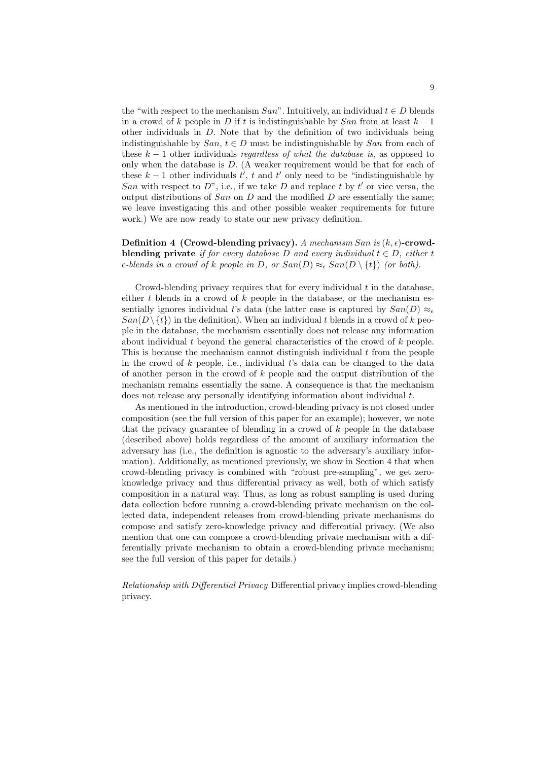the "with respect to the mechanism $San$". Intuitively, an individual $t \in D$ blends in a crowd of $k$ people in $D$ if $t$ is indistinguishable by $San$ from at least $k-1$ other individuals in $D$. Note that by the definition of two individuals being indistinguishable by $San$, $t \in D$ must be indistinguishable by $San$ from each of these $k-1$ other individuals *regardless of what the database is*, as opposed to only when the database is $D$. (A weaker requirement would be that for each of these $k-1$ other individuals $t'$, $t$ and $t'$ only need to be "indistinguishable by $San$ with respect to $D$", i.e., if we take $D$ and replace $t$ by $t'$ or vice versa, the output distributions of $San$ on $D$ and the modified $D$ are essentially the same; we leave investigating this and other possible weaker requirements for future work.) We are now ready to state our new privacy definition.

**Definition 4 (Crowd-blending privacy).** *A mechanism $San$ is* $(k, \epsilon)$**-crowd-blending private** *if for every database $D$ and every individual $t \in D$, either $t$ $\epsilon$-blends in a crowd of $k$ people in $D$, or $San(D) \approx_\epsilon San(D \setminus \{t\})$ (or both).*

Crowd-blending privacy requires that for every individual $t$ in the database, either $t$ blends in a crowd of $k$ people in the database, or the mechanism essentially ignores individual $t$'s data (the latter case is captured by $San(D) \approx_\epsilon San(D \setminus \{t\})$ in the definition). When an individual $t$ blends in a crowd of $k$ people in the database, the mechanism essentially does not release any information about individual $t$ beyond the general characteristics of the crowd of $k$ people. This is because the mechanism cannot distinguish individual $t$ from the people in the crowd of $k$ people, i.e., individual $t$'s data can be changed to the data of another person in the crowd of $k$ people and the output distribution of the mechanism remains essentially the same. A consequence is that the mechanism does not release any personally identifying information about individual $t$.

As mentioned in the introduction, crowd-blending privacy is not closed under composition (see the full version of this paper for an example); however, we note that the privacy guarantee of blending in a crowd of $k$ people in the database (described above) holds regardless of the amount of auxiliary information the adversary has (i.e., the definition is agnostic to the adversary's auxiliary information). Additionally, as mentioned previously, we show in Section 4 that when crowd-blending privacy is combined with "robust pre-sampling", we get zero-knowledge privacy and thus differential privacy as well, both of which satisfy composition in a natural way. Thus, as long as robust sampling is used during data collection before running a crowd-blending private mechanism on the collected data, independent releases from crowd-blending private mechanisms do compose and satisfy zero-knowledge privacy and differential privacy. (We also mention that one can compose a crowd-blending private mechanism with a differentially private mechanism to obtain a crowd-blending private mechanism; see the full version of this paper for details.)

*Relationship with Differential Privacy* Differential privacy implies crowd-blending privacy.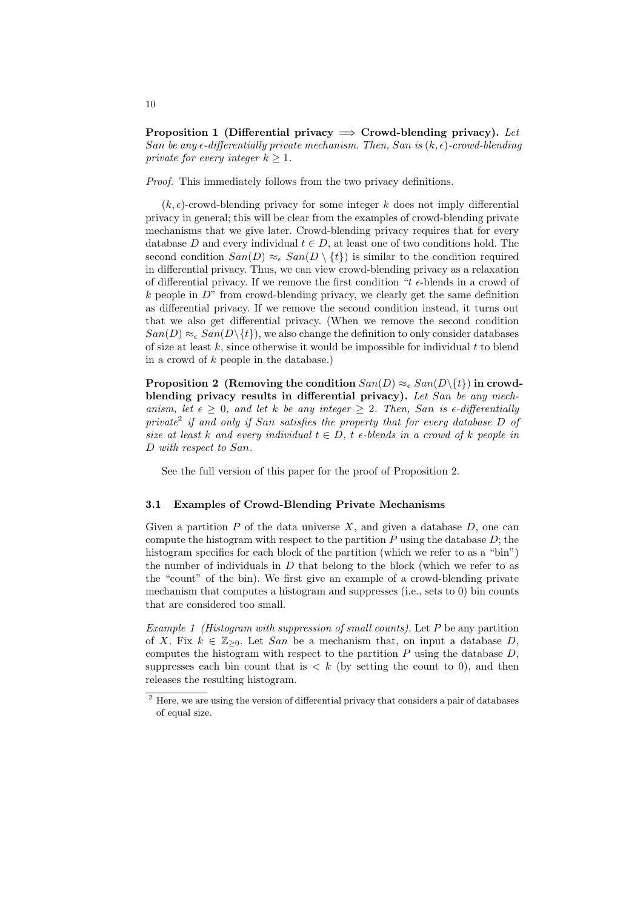**Proposition 1 (Differential privacy $\implies$ Crowd-blending privacy).** *Let San be any $\epsilon$-differentially private mechanism. Then, San is $(k, \epsilon)$-crowd-blending private for every integer $k \geq 1$.*

*Proof.* This immediately follows from the two privacy definitions.

$(k, \epsilon)$-crowd-blending privacy for some integer $k$ does not imply differential privacy in general; this will be clear from the examples of crowd-blending private mechanisms that we give later. Crowd-blending privacy requires that for every database $D$ and every individual $t \in D$, at least one of two conditions hold. The second condition $San(D) \approx_\epsilon San(D \setminus \{t\})$ is similar to the condition required in differential privacy. Thus, we can view crowd-blending privacy as a relaxation of differential privacy. If we remove the first condition "$t$ $\epsilon$-blends in a crowd of $k$ people in $D$" from crowd-blending privacy, we clearly get the same definition as differential privacy. If we remove the second condition instead, it turns out that we also get differential privacy. (When we remove the second condition $San(D) \approx_\epsilon San(D \setminus \{t\})$, we also change the definition to only consider databases of size at least $k$, since otherwise it would be impossible for individual $t$ to blend in a crowd of $k$ people in the database.)

**Proposition 2 (Removing the condition $San(D) \approx_\epsilon San(D \setminus \{t\})$ in crowd-blending privacy results in differential privacy).** *Let San be any mechanism, let $\epsilon \geq 0$, and let $k$ be any integer $\geq 2$. Then, San is $\epsilon$-differentially private[2] if and only if San satisfies the property that for every database $D$ of size at least $k$ and every individual $t \in D$, $t$ $\epsilon$-blends in a crowd of $k$ people in $D$ with respect to San.*

See the full version of this paper for the proof of Proposition 2.

### 3.1 Examples of Crowd-Blending Private Mechanisms

Given a partition $P$ of the data universe $X$, and given a database $D$, one can compute the histogram with respect to the partition $P$ using the database $D$; the histogram specifies for each block of the partition (which we refer to as a "bin") the number of individuals in $D$ that belong to the block (which we refer to as the "count" of the bin). We first give an example of a crowd-blending private mechanism that computes a histogram and suppresses (i.e., sets to 0) bin counts that are considered too small.

*Example 1 (Histogram with suppression of small counts).* Let $P$ be any partition of $X$. Fix $k \in \mathbb{Z}_{\geq 0}$. Let $San$ be a mechanism that, on input a database $D$, computes the histogram with respect to the partition $P$ using the database $D$, suppresses each bin count that is $< k$ (by setting the count to 0), and then releases the resulting histogram.

[2] Here, we are using the version of differential privacy that considers a pair of databases of equal size.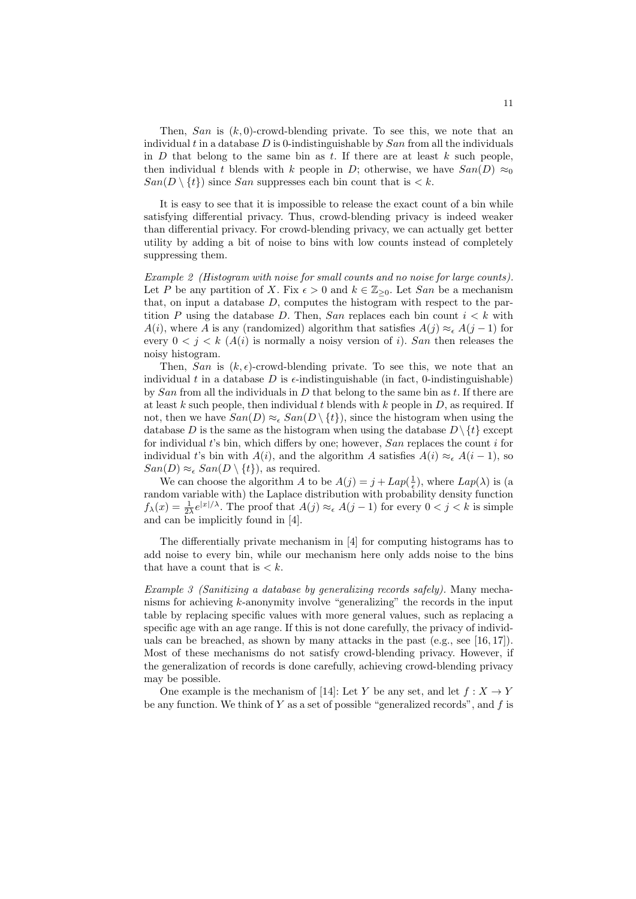Then, $San$ is $(k, 0)$-crowd-blending private. To see this, we note that an individual $t$ in a database $D$ is 0-indistinguishable by $San$ from all the individuals in $D$ that belong to the same bin as $t$. If there are at least $k$ such people, then individual $t$ blends with $k$ people in $D$; otherwise, we have $San(D) \approx_0 San(D \setminus \{t\})$ since $San$ suppresses each bin count that is $< k$.

It is easy to see that it is impossible to release the exact count of a bin while satisfying differential privacy. Thus, crowd-blending privacy is indeed weaker than differential privacy. For crowd-blending privacy, we can actually get better utility by adding a bit of noise to bins with low counts instead of completely suppressing them.

*Example 2 (Histogram with noise for small counts and no noise for large counts).* Let $P$ be any partition of $X$. Fix $\epsilon > 0$ and $k \in \mathbb{Z}_{\geq 0}$. Let $San$ be a mechanism that, on input a database $D$, computes the histogram with respect to the partition $P$ using the database $D$. Then, $San$ replaces each bin count $i < k$ with $A(i)$, where $A$ is any (randomized) algorithm that satisfies $A(j) \approx_\epsilon A(j-1)$ for every $0 < j < k$ ($A(i)$ is normally a noisy version of $i$). $San$ then releases the noisy histogram.

Then, $San$ is $(k, \epsilon)$-crowd-blending private. To see this, we note that an individual $t$ in a database $D$ is $\epsilon$-indistinguishable (in fact, 0-indistinguishable) by $San$ from all the individuals in $D$ that belong to the same bin as $t$. If there are at least $k$ such people, then individual $t$ blends with $k$ people in $D$, as required. If not, then we have $San(D) \approx_\epsilon San(D \setminus \{t\})$, since the histogram when using the database $D$ is the same as the histogram when using the database $D \setminus \{t\}$ except for individual $t$'s bin, which differs by one; however, $San$ replaces the count $i$ for individual $t$'s bin with $A(i)$, and the algorithm $A$ satisfies $A(i) \approx_\epsilon A(i-1)$, so $San(D) \approx_\epsilon San(D \setminus \{t\})$, as required.

We can choose the algorithm $A$ to be $A(j) = j + Lap(\frac{1}{\epsilon})$, where $Lap(\lambda)$ is (a random variable with) the Laplace distribution with probability density function $f_\lambda(x) = \frac{1}{2\lambda} e^{|x|/\lambda}$. The proof that $A(j) \approx_\epsilon A(j-1)$ for every $0 < j < k$ is simple and can be implicitly found in [4].

The differentially private mechanism in [4] for computing histograms has to add noise to every bin, while our mechanism here only adds noise to the bins that have a count that is $< k$.

*Example 3 (Sanitizing a database by generalizing records safely).* Many mechanisms for achieving $k$-anonymity involve "generalizing" the records in the input table by replacing specific values with more general values, such as replacing a specific age with an age range. If this is not done carefully, the privacy of individuals can be breached, as shown by many attacks in the past (e.g., see [16, 17]). Most of these mechanisms do not satisfy crowd-blending privacy. However, if the generalization of records is done carefully, achieving crowd-blending privacy may be possible.

One example is the mechanism of [14]: Let $Y$ be any set, and let $f : X \to Y$ be any function. We think of $Y$ as a set of possible "generalized records", and $f$ is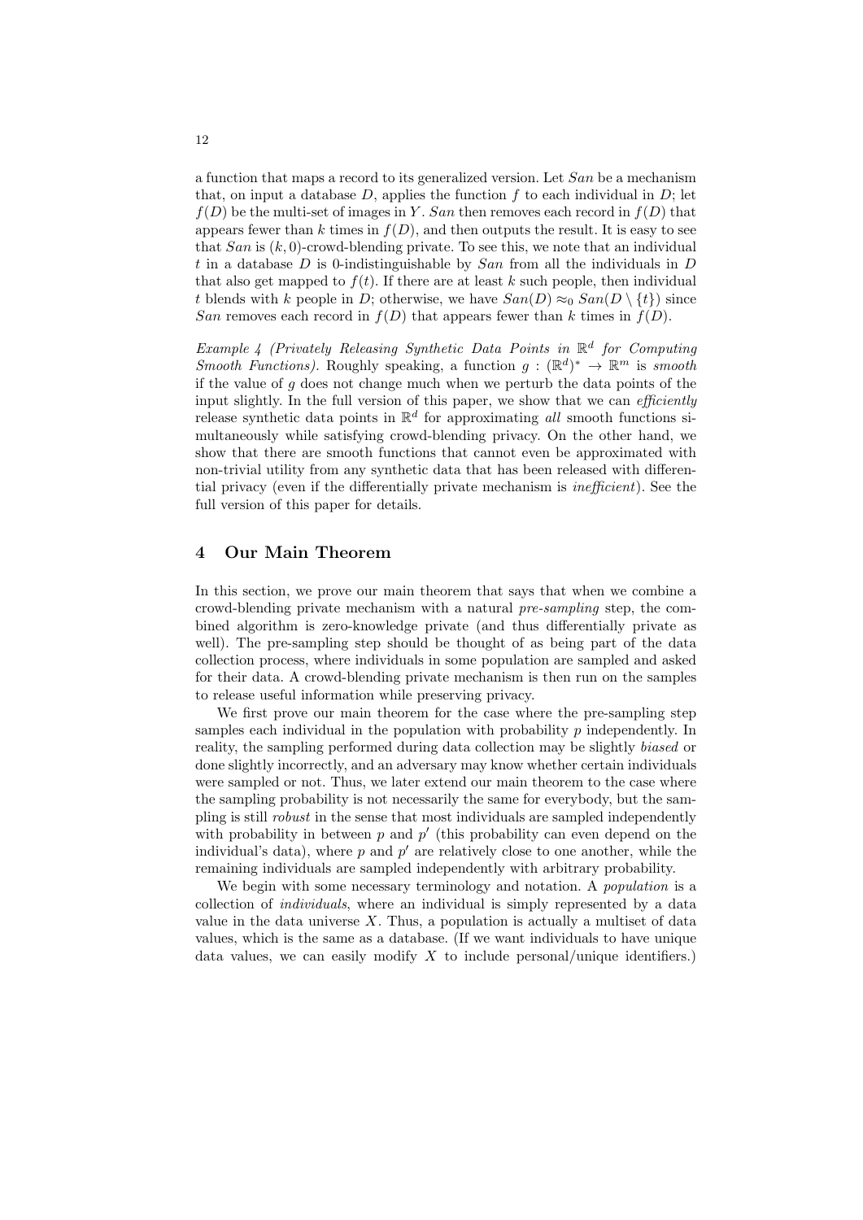a function that maps a record to its generalized version. Let $San$ be a mechanism that, on input a database $D$, applies the function $f$ to each individual in $D$; let $f(D)$ be the multi-set of images in $Y$. $San$ then removes each record in $f(D)$ that appears fewer than $k$ times in $f(D)$, and then outputs the result. It is easy to see that $San$ is $(k, 0)$-crowd-blending private. To see this, we note that an individual $t$ in a database $D$ is 0-indistinguishable by $San$ from all the individuals in $D$ that also get mapped to $f(t)$. If there are at least $k$ such people, then individual $t$ blends with $k$ people in $D$; otherwise, we have $San(D) \approx_0 San(D \setminus \{t\})$ since $San$ removes each record in $f(D)$ that appears fewer than $k$ times in $f(D)$.

*Example 4 (Privately Releasing Synthetic Data Points in $\mathbb{R}^d$ for Computing Smooth Functions).* Roughly speaking, a function $g : (\mathbb{R}^d)^* \to \mathbb{R}^m$ is *smooth* if the value of $g$ does not change much when we perturb the data points of the input slightly. In the full version of this paper, we show that we can *efficiently* release synthetic data points in $\mathbb{R}^d$ for approximating *all* smooth functions simultaneously while satisfying crowd-blending privacy. On the other hand, we show that there are smooth functions that cannot even be approximated with non-trivial utility from any synthetic data that has been released with differential privacy (even if the differentially private mechanism is *inefficient*). See the full version of this paper for details.

## 4 Our Main Theorem

In this section, we prove our main theorem that says that when we combine a crowd-blending private mechanism with a natural *pre-sampling* step, the combined algorithm is zero-knowledge private (and thus differentially private as well). The pre-sampling step should be thought of as being part of the data collection process, where individuals in some population are sampled and asked for their data. A crowd-blending private mechanism is then run on the samples to release useful information while preserving privacy.

We first prove our main theorem for the case where the pre-sampling step samples each individual in the population with probability $p$ independently. In reality, the sampling performed during data collection may be slightly *biased* or done slightly incorrectly, and an adversary may know whether certain individuals were sampled or not. Thus, we later extend our main theorem to the case where the sampling probability is not necessarily the same for everybody, but the sampling is still *robust* in the sense that most individuals are sampled independently with probability in between $p$ and $p'$ (this probability can even depend on the individual's data), where $p$ and $p'$ are relatively close to one another, while the remaining individuals are sampled independently with arbitrary probability.

We begin with some necessary terminology and notation. A *population* is a collection of *individuals*, where an individual is simply represented by a data value in the data universe $X$. Thus, a population is actually a multiset of data values, which is the same as a database. (If we want individuals to have unique data values, we can easily modify $X$ to include personal/unique identifiers.)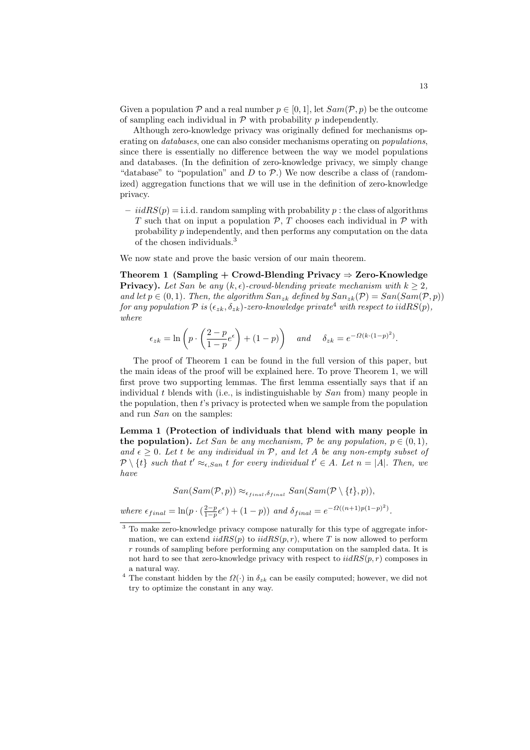Given a population $\mathcal{P}$ and a real number $p \in [0,1]$, let $Sam(\mathcal{P}, p)$ be the outcome of sampling each individual in $\mathcal{P}$ with probability $p$ independently.

Although zero-knowledge privacy was originally defined for mechanisms operating on *databases*, one can also consider mechanisms operating on *populations*, since there is essentially no difference between the way we model populations and databases. (In the definition of zero-knowledge privacy, we simply change "database" to "population" and $D$ to $\mathcal{P}$.) We now describe a class of (randomized) aggregation functions that we will use in the definition of zero-knowledge privacy.

- $iidRS(p)$ = i.i.d. random sampling with probability $p$ : the class of algorithms $T$ such that on input a population $\mathcal{P}$, $T$ chooses each individual in $\mathcal{P}$ with probability $p$ independently, and then performs any computation on the data of the chosen individuals.[3]

We now state and prove the basic version of our main theorem.

**Theorem 1 (Sampling + Crowd-Blending Privacy ⇒ Zero-Knowledge Privacy).** *Let San be any $(k,\epsilon)$-crowd-blending private mechanism with $k \geq 2$, and let $p \in (0,1)$. Then, the algorithm $San_{zk}$ defined by $San_{zk}(\mathcal{P}) = San(Sam(\mathcal{P}, p))$ for any population $\mathcal{P}$ is $(\epsilon_{zk}, \delta_{zk})$-zero-knowledge private[4] with respect to $iidRS(p)$, where*

$$\epsilon_{zk} = \ln\left(p \cdot \left(\frac{2-p}{1-p}e^{\epsilon}\right) + (1-p)\right) \quad \text{and} \quad \delta_{zk} = e^{-\Omega(k\cdot(1-p)^2)}.$$

The proof of Theorem 1 can be found in the full version of this paper, but the main ideas of the proof will be explained here. To prove Theorem 1, we will first prove two supporting lemmas. The first lemma essentially says that if an individual $t$ blends with (i.e., is indistinguishable by $San$ from) many people in the population, then $t$'s privacy is protected when we sample from the population and run $San$ on the samples:

**Lemma 1 (Protection of individuals that blend with many people in the population).** *Let San be any mechanism, $\mathcal{P}$ be any population, $p \in (0,1)$, and $\epsilon \geq 0$. Let $t$ be any individual in $\mathcal{P}$, and let $A$ be any non-empty subset of $\mathcal{P} \setminus \{t\}$ such that $t' \approx_{\epsilon, San} t$ for every individual $t' \in A$. Let $n = |A|$. Then, we have*

$$San(Sam(\mathcal{P}, p)) \approx_{\epsilon_{final}, \delta_{final}} San(Sam(\mathcal{P} \setminus \{t\}, p)),$$

*where $\epsilon_{final} = \ln(p \cdot (\frac{2-p}{1-p}e^{\epsilon}) + (1-p))$ and $\delta_{final} = e^{-\Omega((n+1)p(1-p)^2)}$.*

---

[3] To make zero-knowledge privacy compose naturally for this type of aggregate information, we can extend $iidRS(p)$ to $iidRS(p,r)$, where $T$ is now allowed to perform $r$ rounds of sampling before performing any computation on the sampled data. It is not hard to see that zero-knowledge privacy with respect to $iidRS(p,r)$ composes in a natural way.

[4] The constant hidden by the $\Omega(\cdot)$ in $\delta_{zk}$ can be easily computed; however, we did not try to optimize the constant in any way.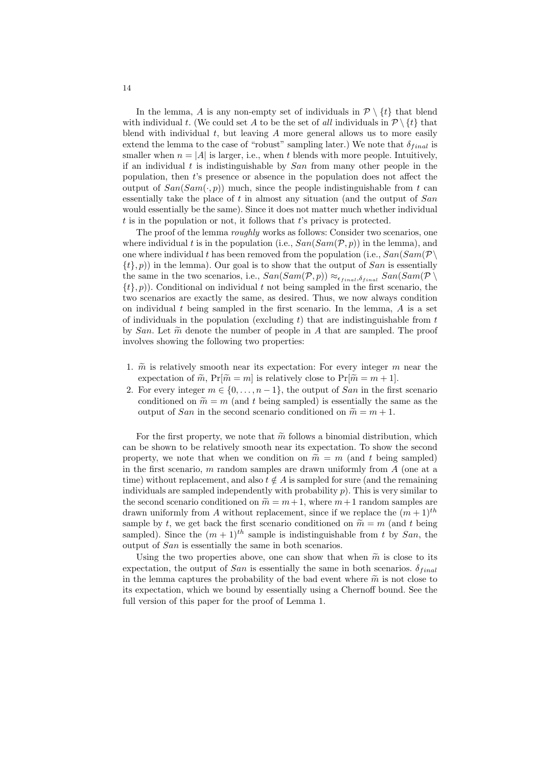In the lemma, $A$ is any non-empty set of individuals in $\mathcal{P} \setminus \{t\}$ that blend with individual $t$. (We could set $A$ to be the set of *all* individuals in $\mathcal{P} \setminus \{t\}$ that blend with individual $t$, but leaving $A$ more general allows us to more easily extend the lemma to the case of "robust" sampling later.) We note that $\delta_{final}$ is smaller when $n = |A|$ is larger, i.e., when $t$ blends with more people. Intuitively, if an individual $t$ is indistinguishable by $San$ from many other people in the population, then $t$'s presence or absence in the population does not affect the output of $San(Sam(\cdot, p))$ much, since the people indistinguishable from $t$ can essentially take the place of $t$ in almost any situation (and the output of $San$ would essentially be the same). Since it does not matter much whether individual $t$ is in the population or not, it follows that $t$'s privacy is protected.

The proof of the lemma *roughly* works as follows: Consider two scenarios, one where individual $t$ is in the population (i.e., $San(Sam(\mathcal{P}, p))$ in the lemma), and one where individual $t$ has been removed from the population (i.e., $San(Sam(\mathcal{P} \setminus \{t\}, p))$ in the lemma). Our goal is to show that the output of $San$ is essentially the same in the two scenarios, i.e., $San(Sam(\mathcal{P}, p)) \approx_{\epsilon_{final}, \delta_{final}} San(Sam(\mathcal{P} \setminus \{t\}, p))$. Conditional on individual $t$ not being sampled in the first scenario, the two scenarios are exactly the same, as desired. Thus, we now always condition on individual $t$ being sampled in the first scenario. In the lemma, $A$ is a set of individuals in the population (excluding $t$) that are indistinguishable from $t$ by $San$. Let $\widetilde{m}$ denote the number of people in $A$ that are sampled. The proof involves showing the following two properties:

1. $\widetilde{m}$ is relatively smooth near its expectation: For every integer $m$ near the expectation of $\widetilde{m}$, $\Pr[\widetilde{m} = m]$ is relatively close to $\Pr[\widetilde{m} = m + 1]$.
2. For every integer $m \in \{0, \ldots, n-1\}$, the output of $San$ in the first scenario conditioned on $\widetilde{m} = m$ (and $t$ being sampled) is essentially the same as the output of $San$ in the second scenario conditioned on $\widetilde{m} = m + 1$.

For the first property, we note that $\widetilde{m}$ follows a binomial distribution, which can be shown to be relatively smooth near its expectation. To show the second property, we note that when we condition on $\widetilde{m} = m$ (and $t$ being sampled) in the first scenario, $m$ random samples are drawn uniformly from $A$ (one at a time) without replacement, and also $t \notin A$ is sampled for sure (and the remaining individuals are sampled independently with probability $p$). This is very similar to the second scenario conditioned on $\widetilde{m} = m+1$, where $m+1$ random samples are drawn uniformly from $A$ without replacement, since if we replace the $(m+1)^{th}$ sample by $t$, we get back the first scenario conditioned on $\widetilde{m} = m$ (and $t$ being sampled). Since the $(m+1)^{th}$ sample is indistinguishable from $t$ by $San$, the output of $San$ is essentially the same in both scenarios.

Using the two properties above, one can show that when $\widetilde{m}$ is close to its expectation, the output of $San$ is essentially the same in both scenarios. $\delta_{final}$ in the lemma captures the probability of the bad event where $\widetilde{m}$ is not close to its expectation, which we bound by essentially using a Chernoff bound. See the full version of this paper for the proof of Lemma 1.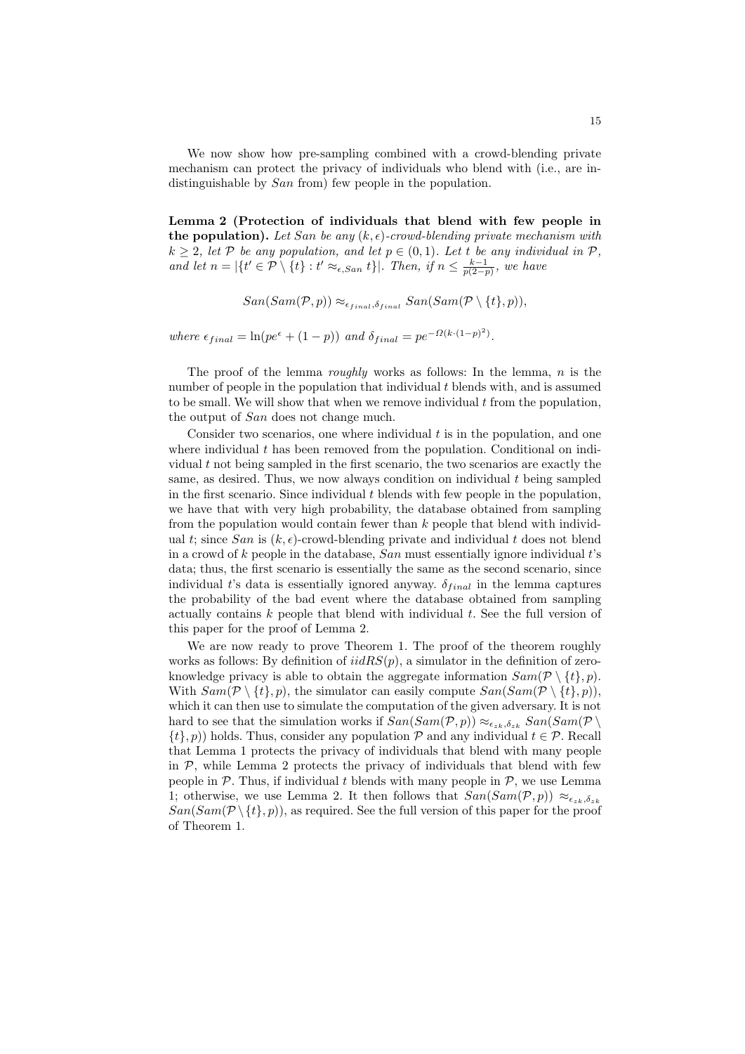We now show how pre-sampling combined with a crowd-blending private mechanism can protect the privacy of individuals who blend with (i.e., are indistinguishable by $San$ from) few people in the population.

**Lemma 2 (Protection of individuals that blend with few people in the population).** *Let $San$ be any $(k, \epsilon)$-crowd-blending private mechanism with $k \geq 2$, let $\mathcal{P}$ be any population, and let $p \in (0, 1)$. Let $t$ be any individual in $\mathcal{P}$, and let $n = |\{t' \in \mathcal{P} \setminus \{t\} : t' \approx_{\epsilon, San} t\}|$. Then, if $n \leq \frac{k-1}{p(2-p)}$, we have*

$$San(Sam(\mathcal{P}, p)) \approx_{\epsilon_{final}, \delta_{final}} San(Sam(\mathcal{P} \setminus \{t\}, p)),$$

*where $\epsilon_{final} = \ln(pe^{\epsilon} + (1-p))$ and $\delta_{final} = pe^{-\Omega(k \cdot (1-p)^2)}$.*

The proof of the lemma *roughly* works as follows: In the lemma, $n$ is the number of people in the population that individual $t$ blends with, and is assumed to be small. We will show that when we remove individual $t$ from the population, the output of $San$ does not change much.

Consider two scenarios, one where individual $t$ is in the population, and one where individual $t$ has been removed from the population. Conditional on individual $t$ not being sampled in the first scenario, the two scenarios are exactly the same, as desired. Thus, we now always condition on individual $t$ being sampled in the first scenario. Since individual $t$ blends with few people in the population, we have that with very high probability, the database obtained from sampling from the population would contain fewer than $k$ people that blend with individual $t$; since $San$ is $(k, \epsilon)$-crowd-blending private and individual $t$ does not blend in a crowd of $k$ people in the database, $San$ must essentially ignore individual $t$'s data; thus, the first scenario is essentially the same as the second scenario, since individual $t$'s data is essentially ignored anyway. $\delta_{final}$ in the lemma captures the probability of the bad event where the database obtained from sampling actually contains $k$ people that blend with individual $t$. See the full version of this paper for the proof of Lemma 2.

We are now ready to prove Theorem 1. The proof of the theorem roughly works as follows: By definition of $iidRS(p)$, a simulator in the definition of zero-knowledge privacy is able to obtain the aggregate information $Sam(\mathcal{P} \setminus \{t\}, p)$. With $Sam(\mathcal{P} \setminus \{t\}, p)$, the simulator can easily compute $San(Sam(\mathcal{P} \setminus \{t\}, p))$, which it can then use to simulate the computation of the given adversary. It is not hard to see that the simulation works if $San(Sam(\mathcal{P}, p)) \approx_{\epsilon_{zk}, \delta_{zk}} San(Sam(\mathcal{P} \setminus \{t\}, p))$ holds. Thus, consider any population $\mathcal{P}$ and any individual $t \in \mathcal{P}$. Recall that Lemma 1 protects the privacy of individuals that blend with many people in $\mathcal{P}$, while Lemma 2 protects the privacy of individuals that blend with few people in $\mathcal{P}$. Thus, if individual $t$ blends with many people in $\mathcal{P}$, we use Lemma 1; otherwise, we use Lemma 2. It then follows that $San(Sam(\mathcal{P}, p)) \approx_{\epsilon_{zk}, \delta_{zk}} San(Sam(\mathcal{P} \setminus \{t\}, p))$, as required. See the full version of this paper for the proof of Theorem 1.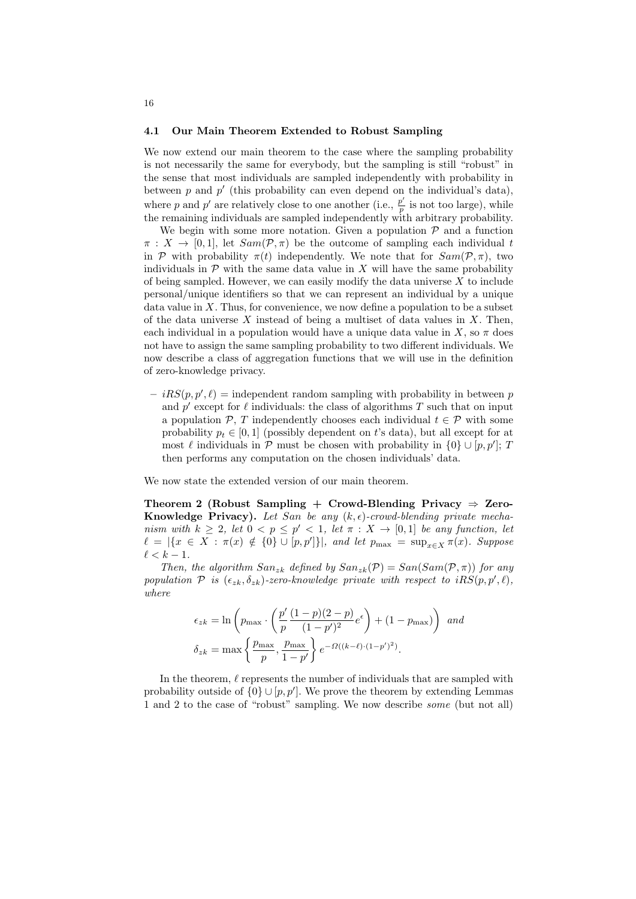### 4.1 Our Main Theorem Extended to Robust Sampling

We now extend our main theorem to the case where the sampling probability is not necessarily the same for everybody, but the sampling is still "robust" in the sense that most individuals are sampled independently with probability in between $p$ and $p'$ (this probability can even depend on the individual's data), where $p$ and $p'$ are relatively close to one another (i.e., $\frac{p'}{p}$ is not too large), while the remaining individuals are sampled independently with arbitrary probability.

We begin with some more notation. Given a population $\mathcal{P}$ and a function $\pi : X \to [0,1]$, let $Sam(\mathcal{P}, \pi)$ be the outcome of sampling each individual $t$ in $\mathcal{P}$ with probability $\pi(t)$ independently. We note that for $Sam(\mathcal{P}, \pi)$, two individuals in $\mathcal{P}$ with the same data value in $X$ will have the same probability of being sampled. However, we can easily modify the data universe $X$ to include personal/unique identifiers so that we can represent an individual by a unique data value in $X$. Thus, for convenience, we now define a population to be a subset of the data universe $X$ instead of being a multiset of data values in $X$. Then, each individual in a population would have a unique data value in $X$, so $\pi$ does not have to assign the same sampling probability to two different individuals. We now describe a class of aggregation functions that we will use in the definition of zero-knowledge privacy.

- $iRS(p, p', \ell)$ = independent random sampling with probability in between $p$ and $p'$ except for $\ell$ individuals: the class of algorithms $T$ such that on input a population $\mathcal{P}$, $T$ independently chooses each individual $t \in \mathcal{P}$ with some probability $p_t \in [0,1]$ (possibly dependent on $t$'s data), but all except for at most $\ell$ individuals in $\mathcal{P}$ must be chosen with probability in $\{0\} \cup [p, p']$; $T$ then performs any computation on the chosen individuals' data.

We now state the extended version of our main theorem.

**Theorem 2 (Robust Sampling + Crowd-Blending Privacy $\Rightarrow$ Zero-Knowledge Privacy).** *Let San be any $(k, \epsilon)$-crowd-blending private mechanism with $k \geq 2$, let $0 < p \leq p' < 1$, let $\pi : X \to [0,1]$ be any function, let $\ell = |\{x \in X : \pi(x) \notin \{0\} \cup [p, p']\}|$, and let $p_{\max} = \sup_{x \in X} \pi(x)$. Suppose $\ell < k - 1$.*

*Then, the algorithm $San_{zk}$ defined by $San_{zk}(\mathcal{P}) = San(Sam(\mathcal{P}, \pi))$ for any population $\mathcal{P}$ is $(\epsilon_{zk}, \delta_{zk})$-zero-knowledge private with respect to $iRS(p, p', \ell)$, where*

$$\epsilon_{zk} = \ln\left(p_{\max} \cdot \left(\frac{p'}{p}\frac{(1-p)(2-p)}{(1-p')^2}e^{\epsilon}\right) + (1 - p_{\max})\right) \quad \textit{and}$$

$$\delta_{zk} = \max\left\{\frac{p_{\max}}{p}, \frac{p_{\max}}{1-p'}\right\} e^{-\Omega((k-\ell)\cdot(1-p')^2)}.$$

In the theorem, $\ell$ represents the number of individuals that are sampled with probability outside of $\{0\} \cup [p, p']$. We prove the theorem by extending Lemmas 1 and 2 to the case of "robust" sampling. We now describe *some* (but not all)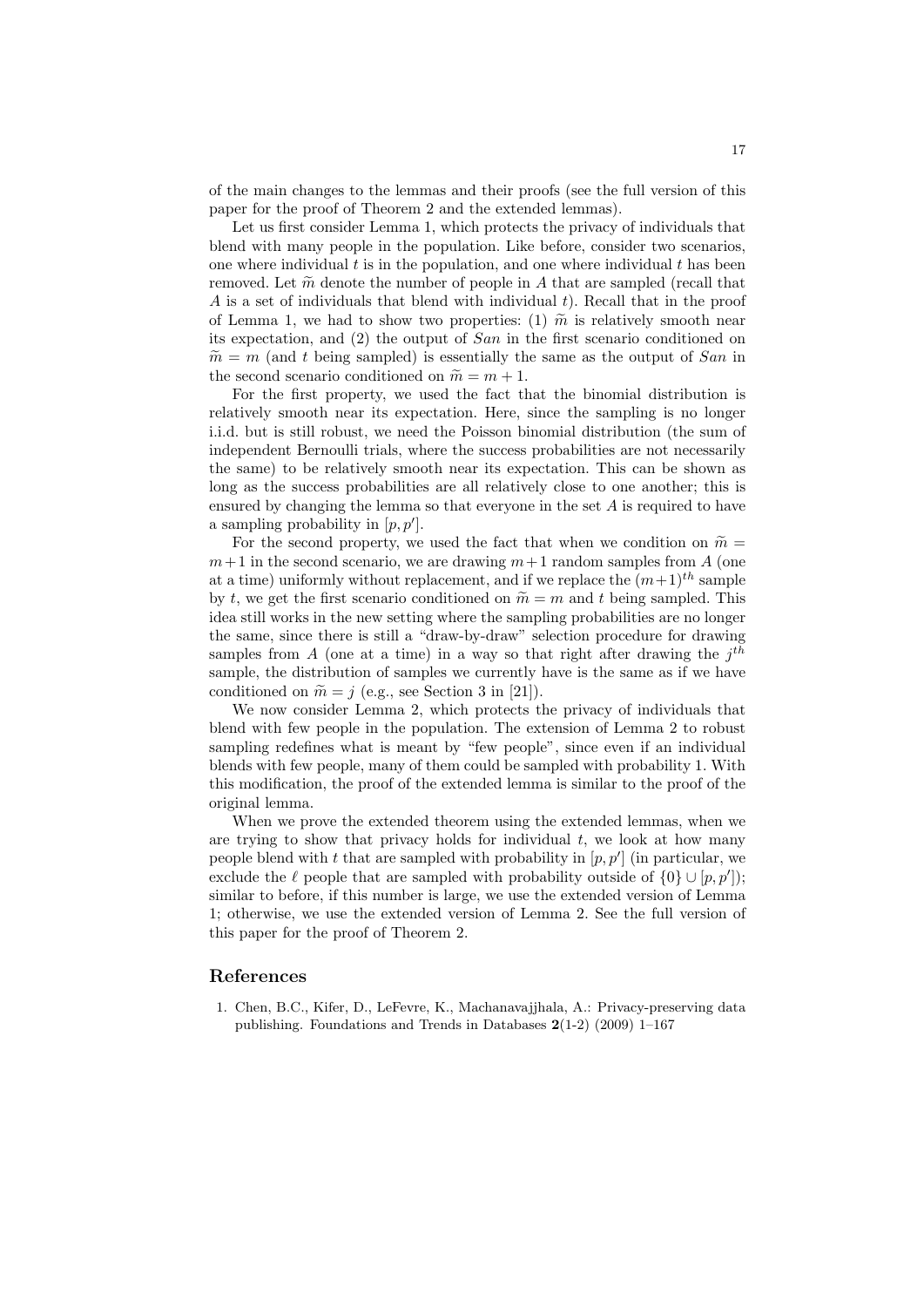of the main changes to the lemmas and their proofs (see the full version of this paper for the proof of Theorem 2 and the extended lemmas).

Let us first consider Lemma 1, which protects the privacy of individuals that blend with many people in the population. Like before, consider two scenarios, one where individual $t$ is in the population, and one where individual $t$ has been removed. Let $\widetilde{m}$ denote the number of people in $A$ that are sampled (recall that $A$ is a set of individuals that blend with individual $t$). Recall that in the proof of Lemma 1, we had to show two properties: (1) $\widetilde{m}$ is relatively smooth near its expectation, and (2) the output of *San* in the first scenario conditioned on $\widetilde{m} = m$ (and $t$ being sampled) is essentially the same as the output of *San* in the second scenario conditioned on $\widetilde{m} = m + 1$.

For the first property, we used the fact that the binomial distribution is relatively smooth near its expectation. Here, since the sampling is no longer i.i.d. but is still robust, we need the Poisson binomial distribution (the sum of independent Bernoulli trials, where the success probabilities are not necessarily the same) to be relatively smooth near its expectation. This can be shown as long as the success probabilities are all relatively close to one another; this is ensured by changing the lemma so that everyone in the set $A$ is required to have a sampling probability in $[p, p']$.

For the second property, we used the fact that when we condition on $\widetilde{m} = m+1$ in the second scenario, we are drawing $m+1$ random samples from $A$ (one at a time) uniformly without replacement, and if we replace the $(m+1)^{th}$ sample by $t$, we get the first scenario conditioned on $\widetilde{m} = m$ and $t$ being sampled. This idea still works in the new setting where the sampling probabilities are no longer the same, since there is still a "draw-by-draw" selection procedure for drawing samples from $A$ (one at a time) in a way so that right after drawing the $j^{th}$ sample, the distribution of samples we currently have is the same as if we have conditioned on $\widetilde{m} = j$ (e.g., see Section 3 in [21]).

We now consider Lemma 2, which protects the privacy of individuals that blend with few people in the population. The extension of Lemma 2 to robust sampling redefines what is meant by "few people", since even if an individual blends with few people, many of them could be sampled with probability 1. With this modification, the proof of the extended lemma is similar to the proof of the original lemma.

When we prove the extended theorem using the extended lemmas, when we are trying to show that privacy holds for individual $t$, we look at how many people blend with $t$ that are sampled with probability in $[p, p']$ (in particular, we exclude the $\ell$ people that are sampled with probability outside of $\{0\} \cup [p, p']$); similar to before, if this number is large, we use the extended version of Lemma 1; otherwise, we use the extended version of Lemma 2. See the full version of this paper for the proof of Theorem 2.

## References

1. Chen, B.C., Kifer, D., LeFevre, K., Machanavajjhala, A.: Privacy-preserving data publishing. Foundations and Trends in Databases **2**(1-2) (2009) 1–167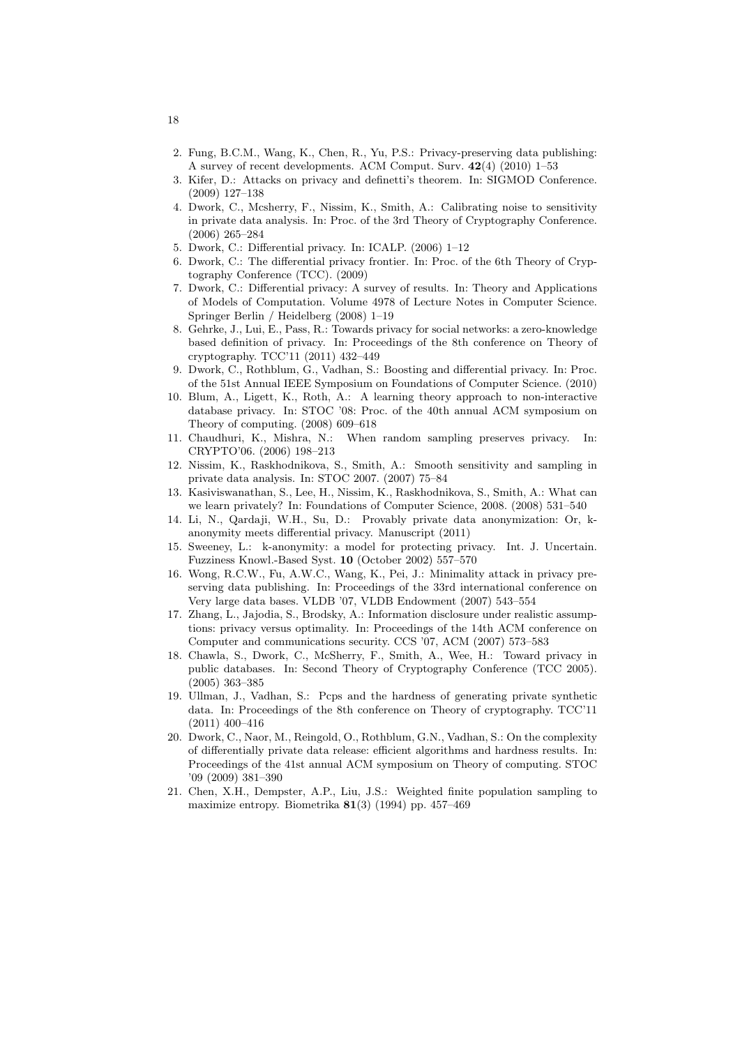2. Fung, B.C.M., Wang, K., Chen, R., Yu, P.S.: Privacy-preserving data publishing: A survey of recent developments. ACM Comput. Surv. **42**(4) (2010) 1–53
3. Kifer, D.: Attacks on privacy and definetti's theorem. In: SIGMOD Conference. (2009) 127–138
4. Dwork, C., Mcsherry, F., Nissim, K., Smith, A.: Calibrating noise to sensitivity in private data analysis. In: Proc. of the 3rd Theory of Cryptography Conference. (2006) 265–284
5. Dwork, C.: Differential privacy. In: ICALP. (2006) 1–12
6. Dwork, C.: The differential privacy frontier. In: Proc. of the 6th Theory of Cryptography Conference (TCC). (2009)
7. Dwork, C.: Differential privacy: A survey of results. In: Theory and Applications of Models of Computation. Volume 4978 of Lecture Notes in Computer Science. Springer Berlin / Heidelberg (2008) 1–19
8. Gehrke, J., Lui, E., Pass, R.: Towards privacy for social networks: a zero-knowledge based definition of privacy. In: Proceedings of the 8th conference on Theory of cryptography. TCC'11 (2011) 432–449
9. Dwork, C., Rothblum, G., Vadhan, S.: Boosting and differential privacy. In: Proc. of the 51st Annual IEEE Symposium on Foundations of Computer Science. (2010)
10. Blum, A., Ligett, K., Roth, A.: A learning theory approach to non-interactive database privacy. In: STOC '08: Proc. of the 40th annual ACM symposium on Theory of computing. (2008) 609–618
11. Chaudhuri, K., Mishra, N.: When random sampling preserves privacy. In: CRYPTO'06. (2006) 198–213
12. Nissim, K., Raskhodnikova, S., Smith, A.: Smooth sensitivity and sampling in private data analysis. In: STOC 2007. (2007) 75–84
13. Kasiviswanathan, S., Lee, H., Nissim, K., Raskhodnikova, S., Smith, A.: What can we learn privately? In: Foundations of Computer Science, 2008. (2008) 531–540
14. Li, N., Qardaji, W.H., Su, D.: Provably private data anonymization: Or, k-anonymity meets differential privacy. Manuscript (2011)
15. Sweeney, L.: k-anonymity: a model for protecting privacy. Int. J. Uncertain. Fuzziness Knowl.-Based Syst. **10** (October 2002) 557–570
16. Wong, R.C.W., Fu, A.W.C., Wang, K., Pei, J.: Minimality attack in privacy preserving data publishing. In: Proceedings of the 33rd international conference on Very large data bases. VLDB '07, VLDB Endowment (2007) 543–554
17. Zhang, L., Jajodia, S., Brodsky, A.: Information disclosure under realistic assumptions: privacy versus optimality. In: Proceedings of the 14th ACM conference on Computer and communications security. CCS '07, ACM (2007) 573–583
18. Chawla, S., Dwork, C., McSherry, F., Smith, A., Wee, H.: Toward privacy in public databases. In: Second Theory of Cryptography Conference (TCC 2005). (2005) 363–385
19. Ullman, J., Vadhan, S.: Pcps and the hardness of generating private synthetic data. In: Proceedings of the 8th conference on Theory of cryptography. TCC'11 (2011) 400–416
20. Dwork, C., Naor, M., Reingold, O., Rothblum, G.N., Vadhan, S.: On the complexity of differentially private data release: efficient algorithms and hardness results. In: Proceedings of the 41st annual ACM symposium on Theory of computing. STOC '09 (2009) 381–390
21. Chen, X.H., Dempster, A.P., Liu, J.S.: Weighted finite population sampling to maximize entropy. Biometrika **81**(3) (1994) pp. 457–469